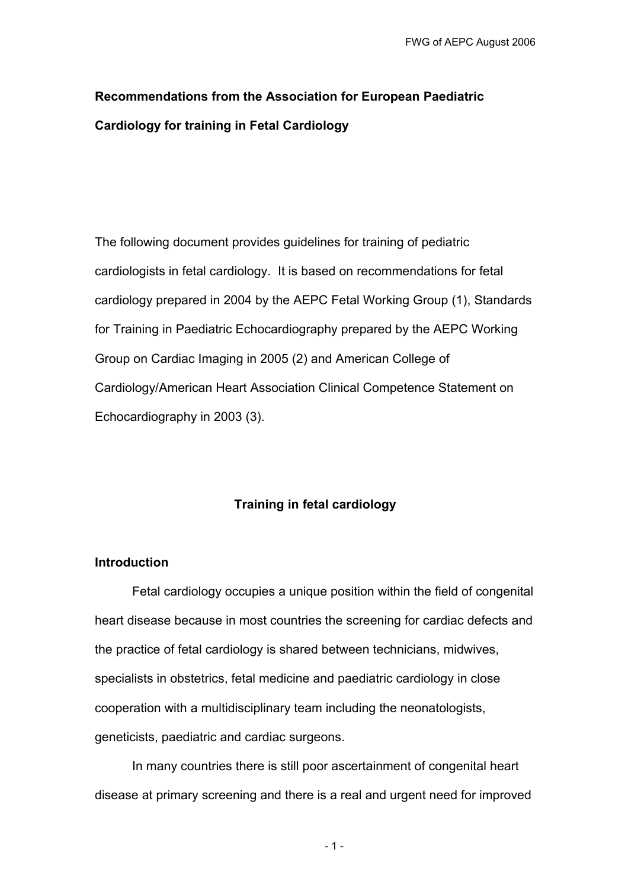# Recommendations from the Association for European Paediatric Cardiology for training in Fetal Cardiology

The following document provides guidelines for training of pediatric cardiologists in fetal cardiology. It is based on recommendations for fetal cardiology prepared in 2004 by the AEPC Fetal Working Group (1), Standards for Training in Paediatric Echocardiography prepared by the AEPC Working Group on Cardiac Imaging in 2005 (2) and American College of Cardiology/American Heart Association Clinical Competence Statement on Echocardiography in 2003 (3).

## Training in fetal cardiology

### Introduction

Fetal cardiology occupies a unique position within the field of congenital heart disease because in most countries the screening for cardiac defects and the practice of fetal cardiology is shared between technicians, midwives, specialists in obstetrics, fetal medicine and paediatric cardiology in close cooperation with a multidisciplinary team including the neonatologists, geneticists, paediatric and cardiac surgeons.

In many countries there is still poor ascertainment of congenital heart disease at primary screening and there is a real and urgent need for improved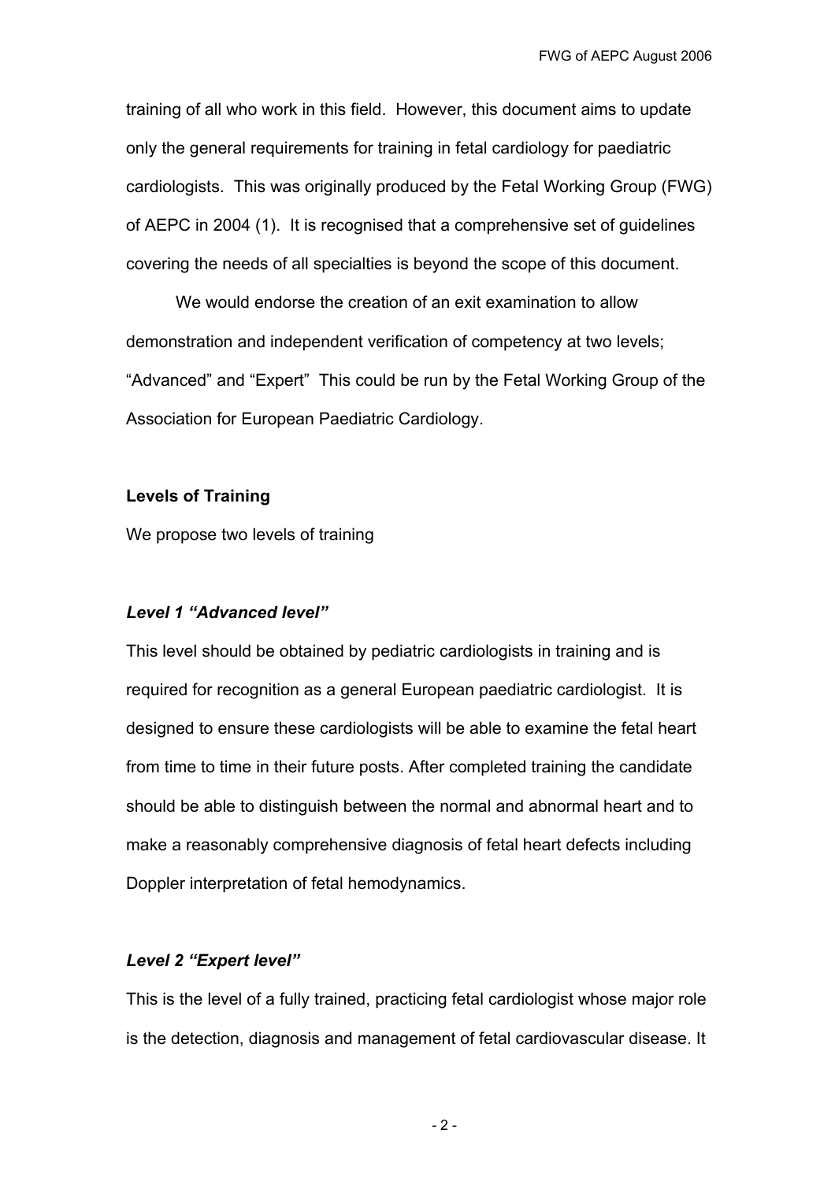training of all who work in this field. However, this document aims to update only the general requirements for training in fetal cardiology for paediatric cardiologists. This was originally produced by the Fetal Working Group (FWG) of AEPC in 2004 (1). It is recognised that a comprehensive set of guidelines covering the needs of all specialties is beyond the scope of this document.

We would endorse the creation of an exit examination to allow demonstration and independent verification of competency at two levels; "Advanced" and "Expert" This could be run by the Fetal Working Group of the Association for European Paediatric Cardiology.

**Levels of Training**

We propose two levels of training

***Level 1 "Advanced level"***

This level should be obtained by pediatric cardiologists in training and is required for recognition as a general European paediatric cardiologist. It is designed to ensure these cardiologists will be able to examine the fetal heart from time to time in their future posts. After completed training the candidate should be able to distinguish between the normal and abnormal heart and to make a reasonably comprehensive diagnosis of fetal heart defects including Doppler interpretation of fetal hemodynamics.

***Level 2 "Expert level"***

This is the level of a fully trained, practicing fetal cardiologist whose major role is the detection, diagnosis and management of fetal cardiovascular disease. It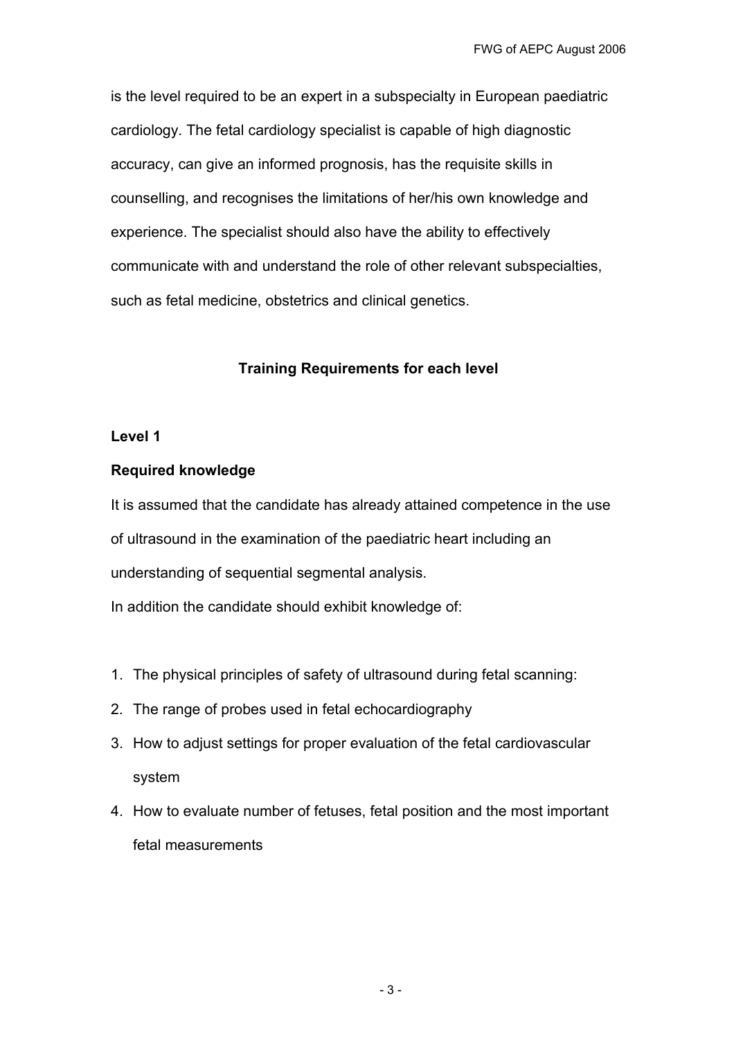is the level required to be an expert in a subspecialty in European paediatric cardiology. The fetal cardiology specialist is capable of high diagnostic accuracy, can give an informed prognosis, has the requisite skills in counselling, and recognises the limitations of her/his own knowledge and experience. The specialist should also have the ability to effectively communicate with and understand the role of other relevant subspecialties, such as fetal medicine, obstetrics and clinical genetics.

## Training Requirements for each level

### Level 1

**Required knowledge**

It is assumed that the candidate has already attained competence in the use of ultrasound in the examination of the paediatric heart including an understanding of sequential segmental analysis.

In addition the candidate should exhibit knowledge of:

1. The physical principles of safety of ultrasound during fetal scanning:
2. The range of probes used in fetal echocardiography
3. How to adjust settings for proper evaluation of the fetal cardiovascular system
4. How to evaluate number of fetuses, fetal position and the most important fetal measurements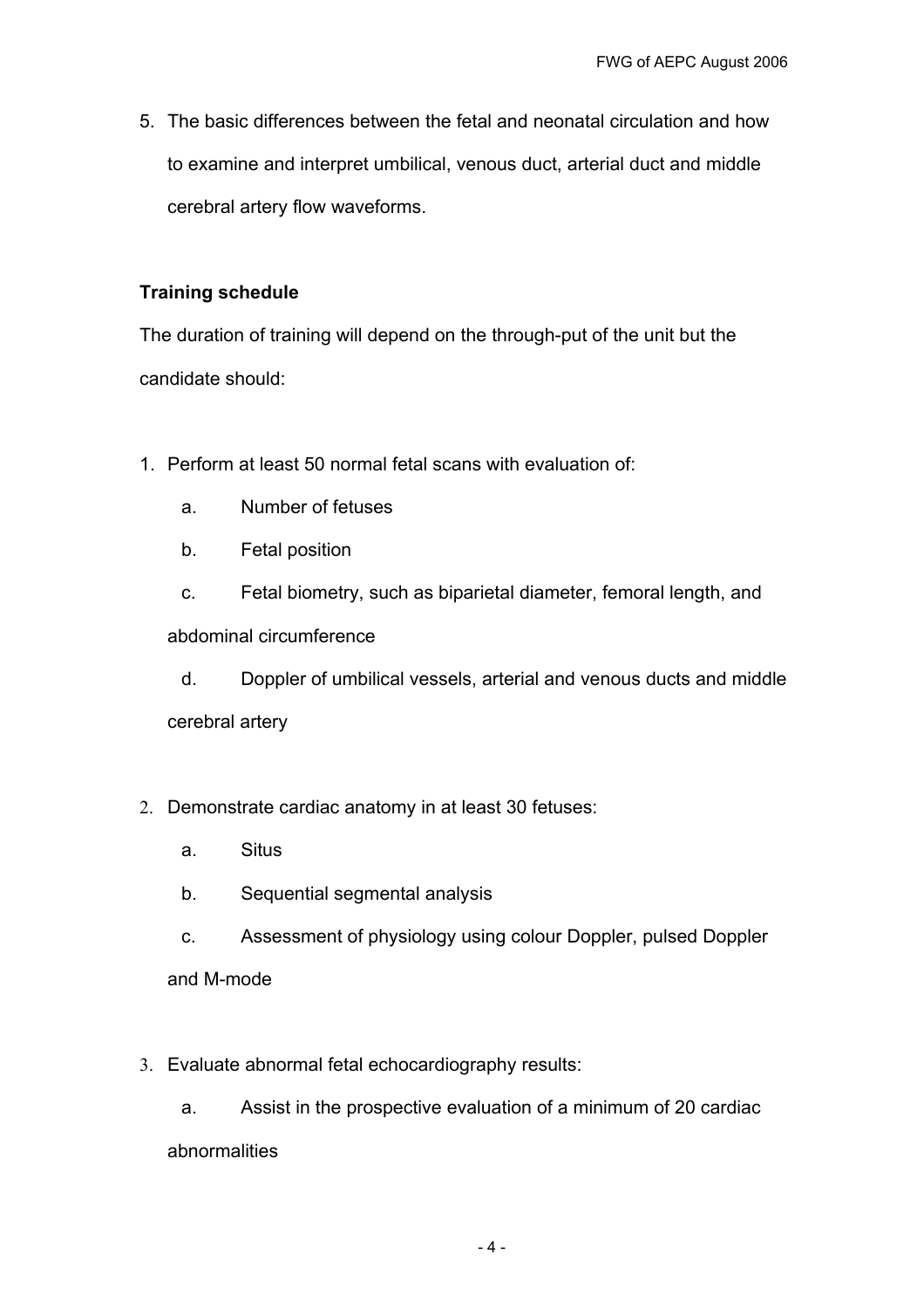5. The basic differences between the fetal and neonatal circulation and how to examine and interpret umbilical, venous duct, arterial duct and middle cerebral artery flow waveforms.

**Training schedule**

The duration of training will depend on the through-put of the unit but the candidate should:

1. Perform at least 50 normal fetal scans with evaluation of:
   a. Number of fetuses
   b. Fetal position
   c. Fetal biometry, such as biparietal diameter, femoral length, and abdominal circumference
   d. Doppler of umbilical vessels, arterial and venous ducts and middle cerebral artery

2. Demonstrate cardiac anatomy in at least 30 fetuses:
   a. Situs
   b. Sequential segmental analysis
   c. Assessment of physiology using colour Doppler, pulsed Doppler and M-mode

3. Evaluate abnormal fetal echocardiography results:
   a. Assist in the prospective evaluation of a minimum of 20 cardiac abnormalities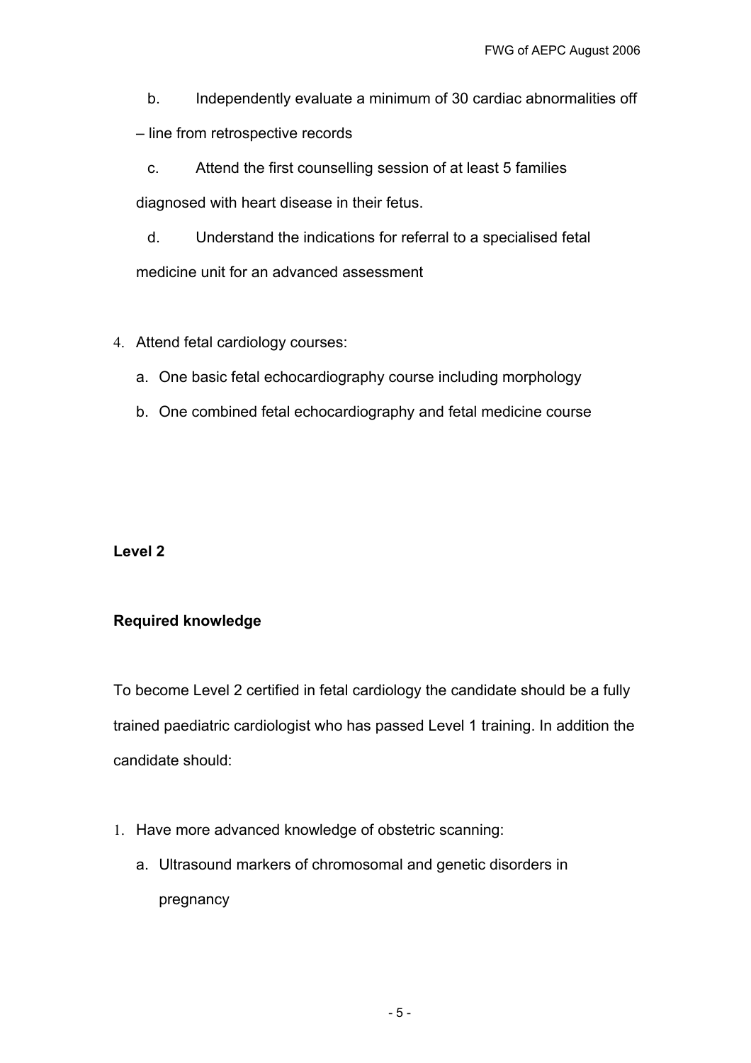b. Independently evaluate a minimum of 30 cardiac abnormalities off – line from retrospective records

c. Attend the first counselling session of at least 5 families diagnosed with heart disease in their fetus.

d. Understand the indications for referral to a specialised fetal medicine unit for an advanced assessment

4. Attend fetal cardiology courses:
   a. One basic fetal echocardiography course including morphology
   b. One combined fetal echocardiography and fetal medicine course

**Level 2**

**Required knowledge**

To become Level 2 certified in fetal cardiology the candidate should be a fully trained paediatric cardiologist who has passed Level 1 training. In addition the candidate should:

1. Have more advanced knowledge of obstetric scanning:
   a. Ultrasound markers of chromosomal and genetic disorders in pregnancy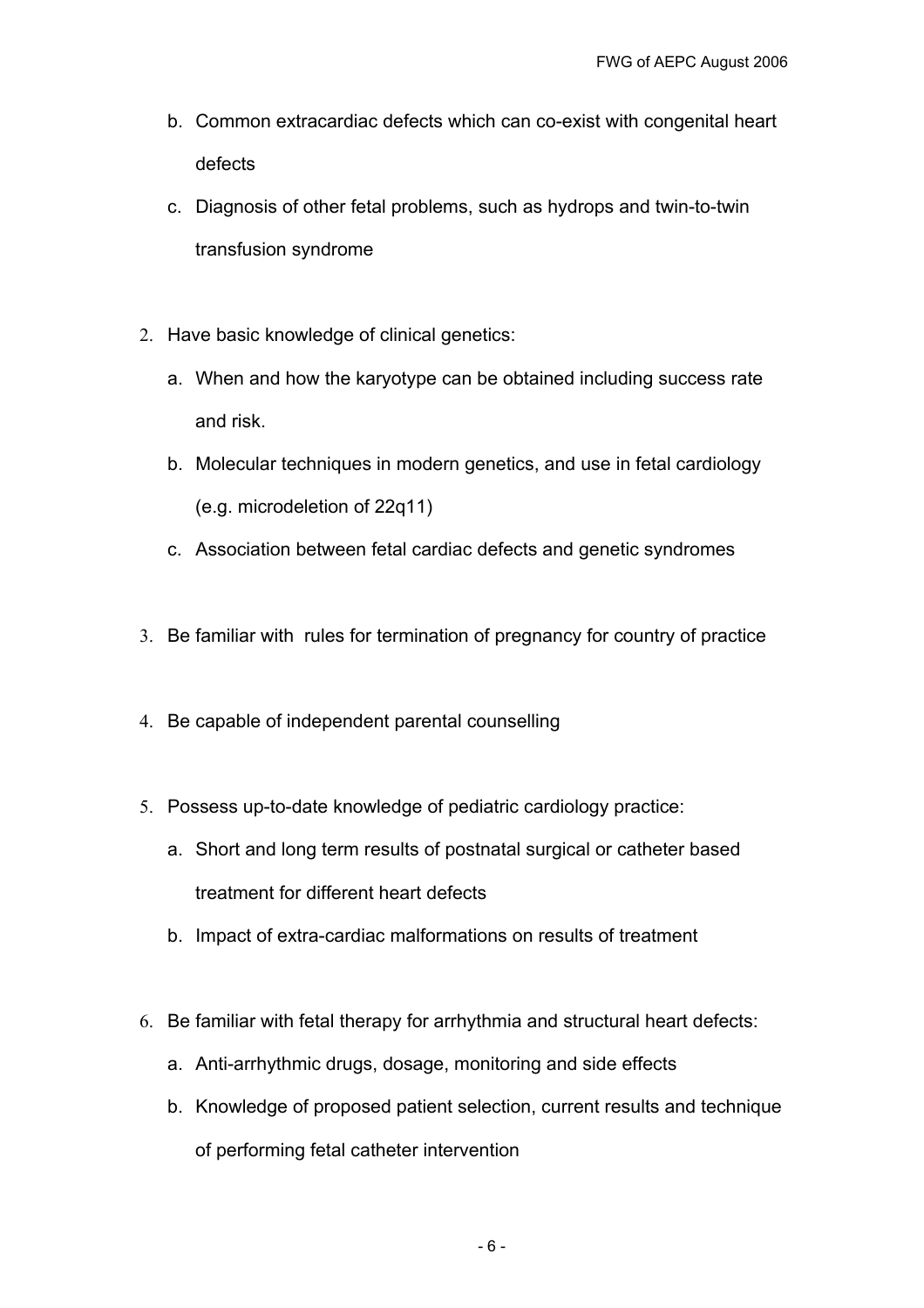b. Common extracardiac defects which can co-exist with congenital heart defects
   c. Diagnosis of other fetal problems, such as hydrops and twin-to-twin transfusion syndrome

2. Have basic knowledge of clinical genetics:
   a. When and how the karyotype can be obtained including success rate and risk.
   b. Molecular techniques in modern genetics, and use in fetal cardiology (e.g. microdeletion of 22q11)
   c. Association between fetal cardiac defects and genetic syndromes

3. Be familiar with rules for termination of pregnancy for country of practice

4. Be capable of independent parental counselling

5. Possess up-to-date knowledge of pediatric cardiology practice:
   a. Short and long term results of postnatal surgical or catheter based treatment for different heart defects
   b. Impact of extra-cardiac malformations on results of treatment

6. Be familiar with fetal therapy for arrhythmia and structural heart defects:
   a. Anti-arrhythmic drugs, dosage, monitoring and side effects
   b. Knowledge of proposed patient selection, current results and technique of performing fetal catheter intervention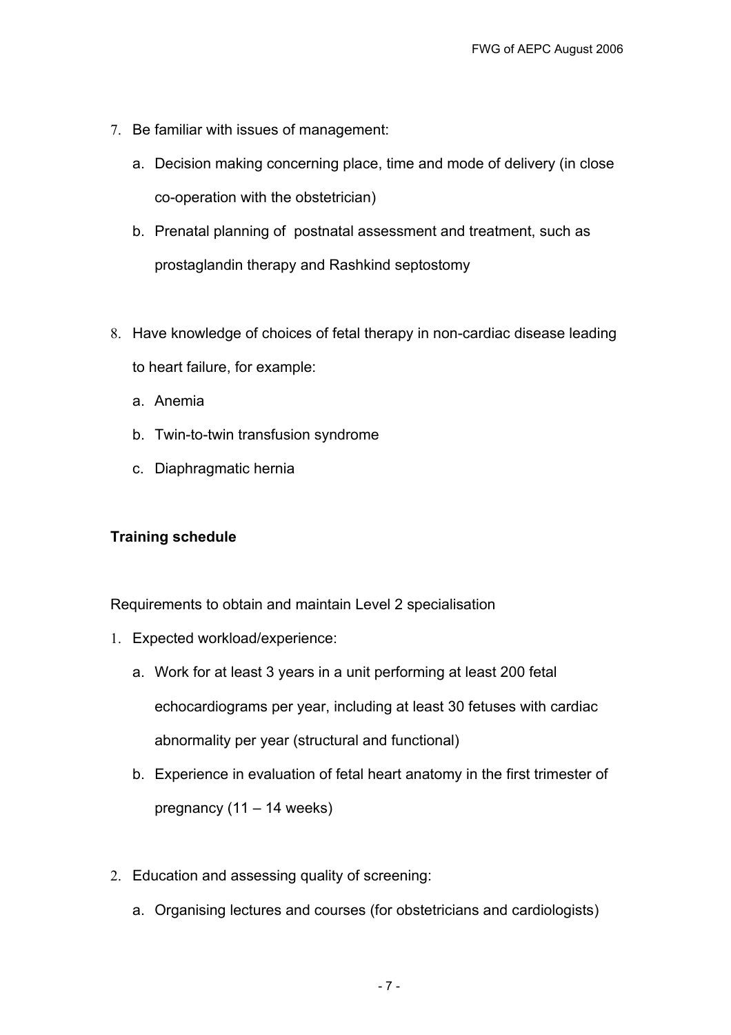7. Be familiar with issues of management:
    a. Decision making concerning place, time and mode of delivery (in close co-operation with the obstetrician)
    b. Prenatal planning of postnatal assessment and treatment, such as prostaglandin therapy and Rashkind septostomy

8. Have knowledge of choices of fetal therapy in non-cardiac disease leading to heart failure, for example:
    a. Anemia
    b. Twin-to-twin transfusion syndrome
    c. Diaphragmatic hernia

**Training schedule**

Requirements to obtain and maintain Level 2 specialisation

1. Expected workload/experience:
    a. Work for at least 3 years in a unit performing at least 200 fetal echocardiograms per year, including at least 30 fetuses with cardiac abnormality per year (structural and functional)
    b. Experience in evaluation of fetal heart anatomy in the first trimester of pregnancy (11 – 14 weeks)

2. Education and assessing quality of screening:
    a. Organising lectures and courses (for obstetricians and cardiologists)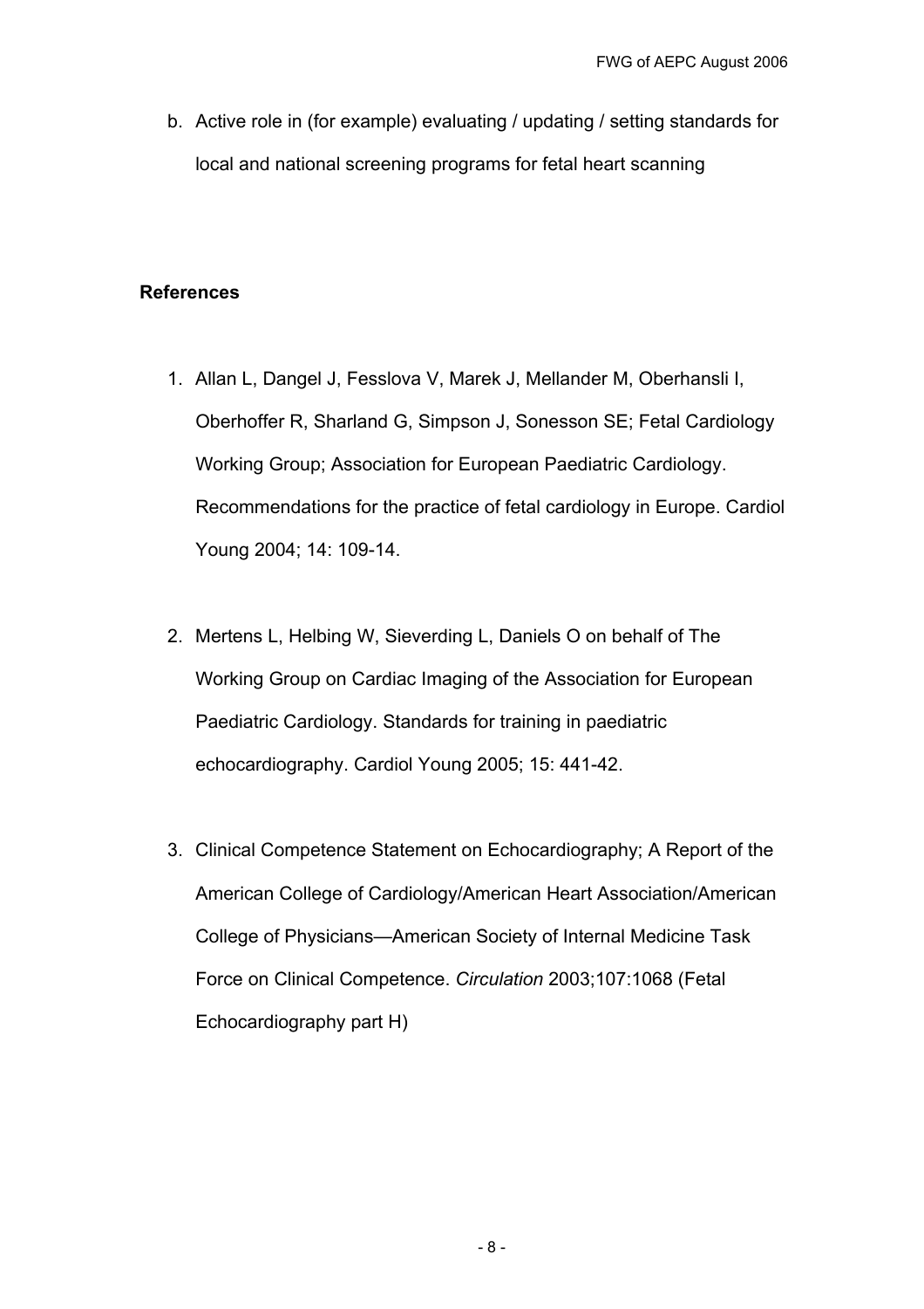b. Active role in (for example) evaluating / updating / setting standards for local and national screening programs for fetal heart scanning

## References

1. Allan L, Dangel J, Fesslova V, Marek J, Mellander M, Oberhansli I, Oberhoffer R, Sharland G, Simpson J, Sonesson SE; Fetal Cardiology Working Group; Association for European Paediatric Cardiology. Recommendations for the practice of fetal cardiology in Europe. Cardiol Young 2004; 14: 109-14.

2. Mertens L, Helbing W, Sieverding L, Daniels O on behalf of The Working Group on Cardiac Imaging of the Association for European Paediatric Cardiology. Standards for training in paediatric echocardiography. Cardiol Young 2005; 15: 441-42.

3. Clinical Competence Statement on Echocardiography; A Report of the American College of Cardiology/American Heart Association/American College of Physicians—American Society of Internal Medicine Task Force on Clinical Competence. *Circulation* 2003;107:1068 (Fetal Echocardiography part H)